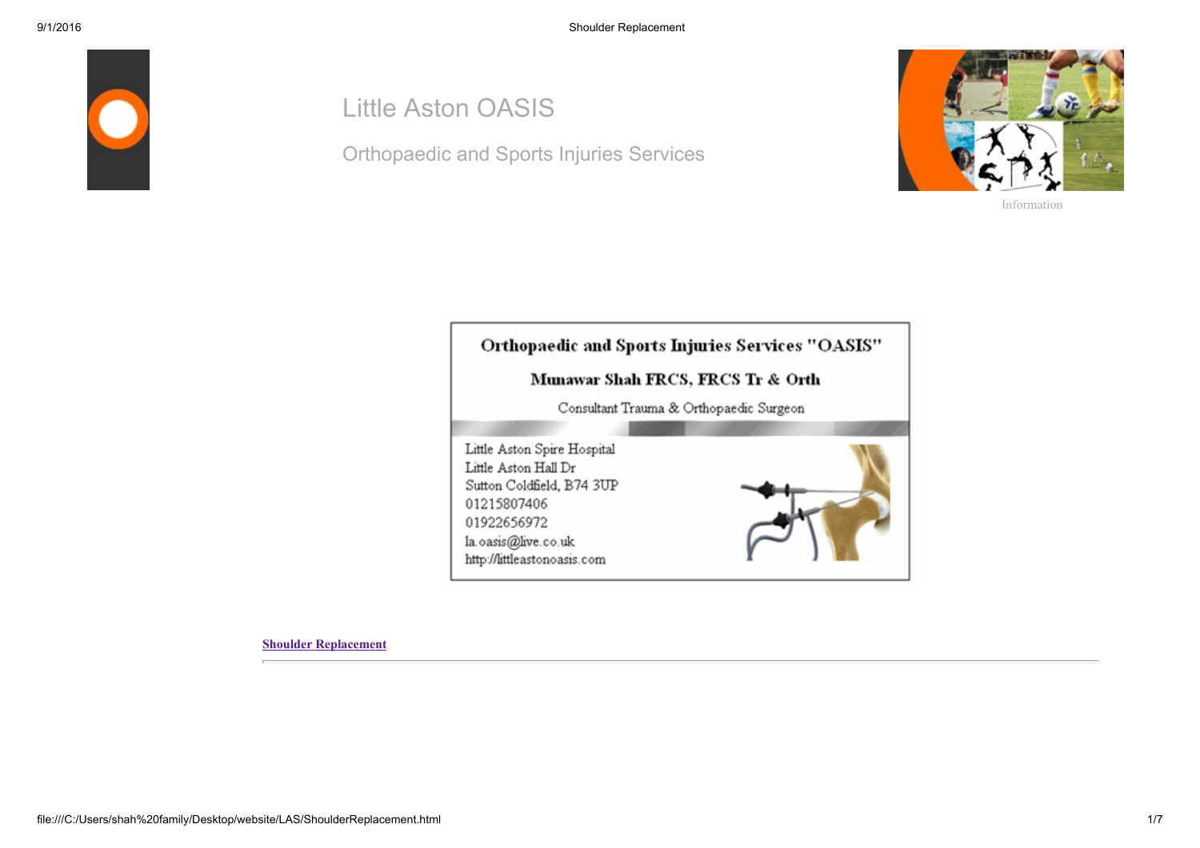# Little Aston OASIS

## Orthopaedic and Sports Injuries Services

Information

**Orthopaedic and Sports Injuries Services "OASIS"**

**Munawar Shah FRCS, FRCS Tr & Orth**

Consultant Trauma & Orthopaedic Surgeon

Little Aston Spire Hospital
Little Aston Hall Dr
Sutton Coldfield, B74 3UP
01215807406
01922656972
la.oasis@live.co.uk
http://littleastonoasis.com

**Shoulder Replacement**

---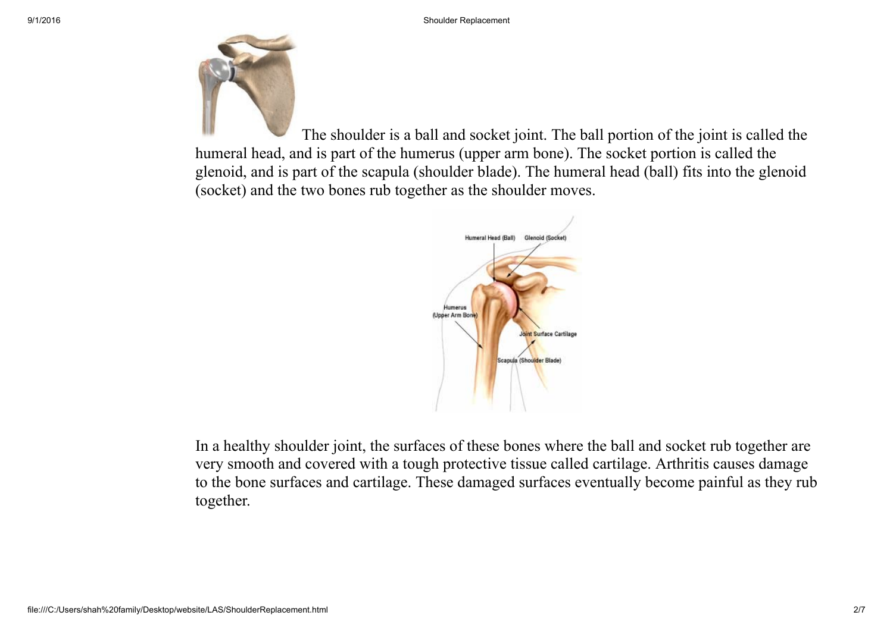The shoulder is a ball and socket joint. The ball portion of the joint is called the humeral head, and is part of the humerus (upper arm bone). The socket portion is called the glenoid, and is part of the scapula (shoulder blade). The humeral head (ball) fits into the glenoid (socket) and the two bones rub together as the shoulder moves.

In a healthy shoulder joint, the surfaces of these bones where the ball and socket rub together are very smooth and covered with a tough protective tissue called cartilage. Arthritis causes damage to the bone surfaces and cartilage. These damaged surfaces eventually become painful as they rub together.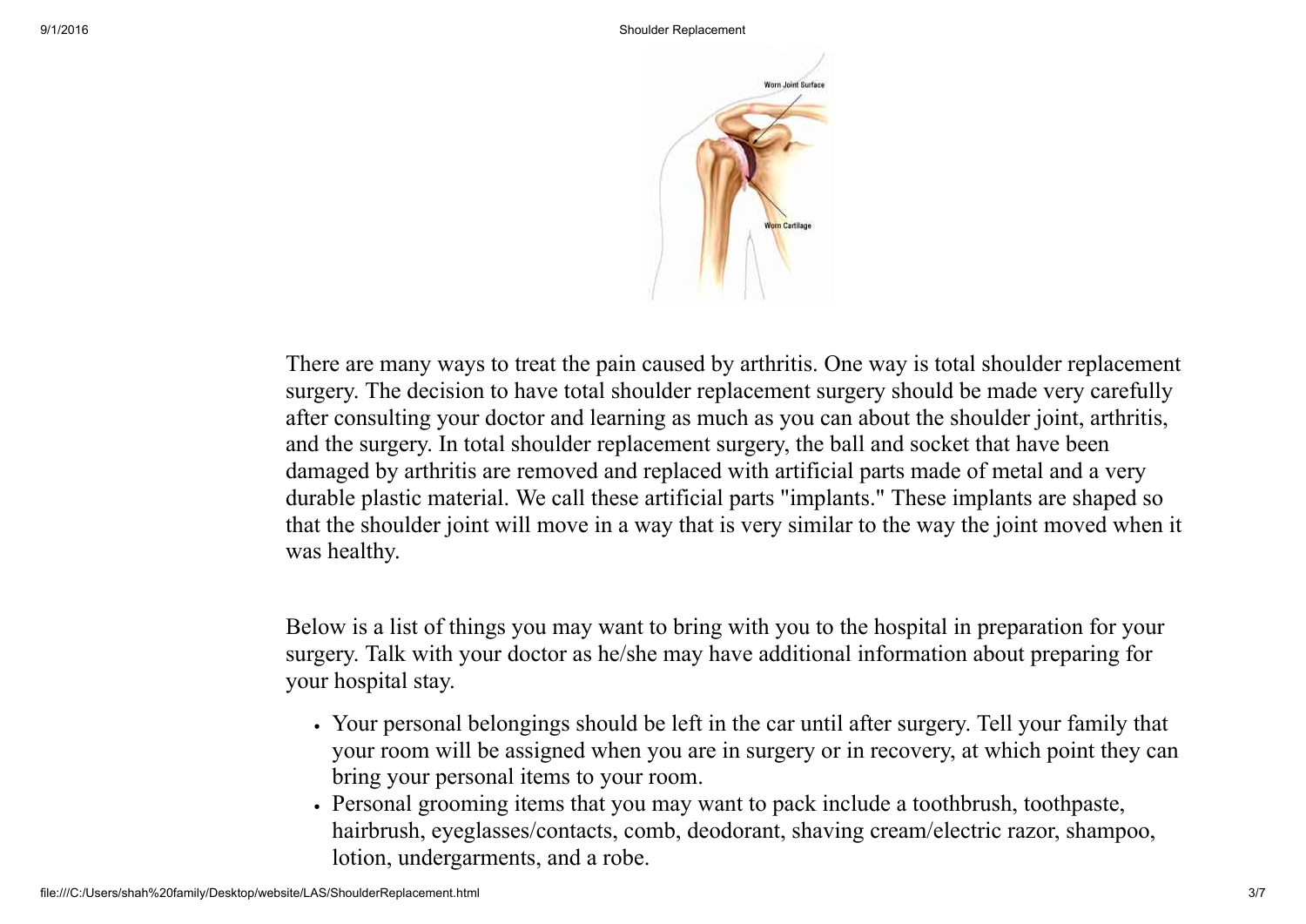There are many ways to treat the pain caused by arthritis. One way is total shoulder replacement surgery. The decision to have total shoulder replacement surgery should be made very carefully after consulting your doctor and learning as much as you can about the shoulder joint, arthritis, and the surgery. In total shoulder replacement surgery, the ball and socket that have been damaged by arthritis are removed and replaced with artificial parts made of metal and a very durable plastic material. We call these artificial parts "implants." These implants are shaped so that the shoulder joint will move in a way that is very similar to the way the joint moved when it was healthy.

Below is a list of things you may want to bring with you to the hospital in preparation for your surgery. Talk with your doctor as he/she may have additional information about preparing for your hospital stay.

- Your personal belongings should be left in the car until after surgery. Tell your family that your room will be assigned when you are in surgery or in recovery, at which point they can bring your personal items to your room.
- Personal grooming items that you may want to pack include a toothbrush, toothpaste, hairbrush, eyeglasses/contacts, comb, deodorant, shaving cream/electric razor, shampoo, lotion, undergarments, and a robe.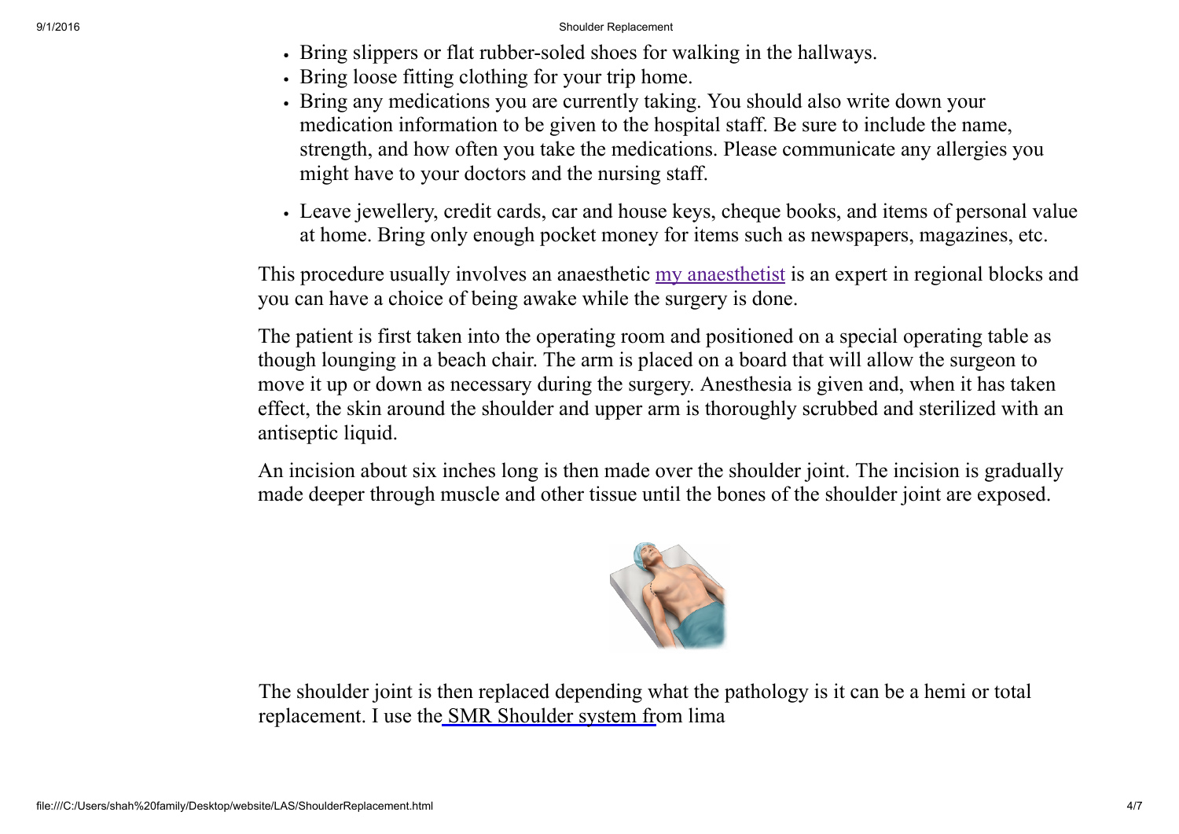- Bring slippers or flat rubber-soled shoes for walking in the hallways.
- Bring loose fitting clothing for your trip home.
- Bring any medications you are currently taking. You should also write down your medication information to be given to the hospital staff. Be sure to include the name, strength, and how often you take the medications. Please communicate any allergies you might have to your doctors and the nursing staff.
- Leave jewellery, credit cards, car and house keys, cheque books, and items of personal value at home. Bring only enough pocket money for items such as newspapers, magazines, etc.

This procedure usually involves an anaesthetic my anaesthetist is an expert in regional blocks and you can have a choice of being awake while the surgery is done.

The patient is first taken into the operating room and positioned on a special operating table as though lounging in a beach chair. The arm is placed on a board that will allow the surgeon to move it up or down as necessary during the surgery. Anesthesia is given and, when it has taken effect, the skin around the shoulder and upper arm is thoroughly scrubbed and sterilized with an antiseptic liquid.

An incision about six inches long is then made over the shoulder joint. The incision is gradually made deeper through muscle and other tissue until the bones of the shoulder joint are exposed.

The shoulder joint is then replaced depending what the pathology is it can be a hemi or total replacement. I use the SMR Shoulder system from lima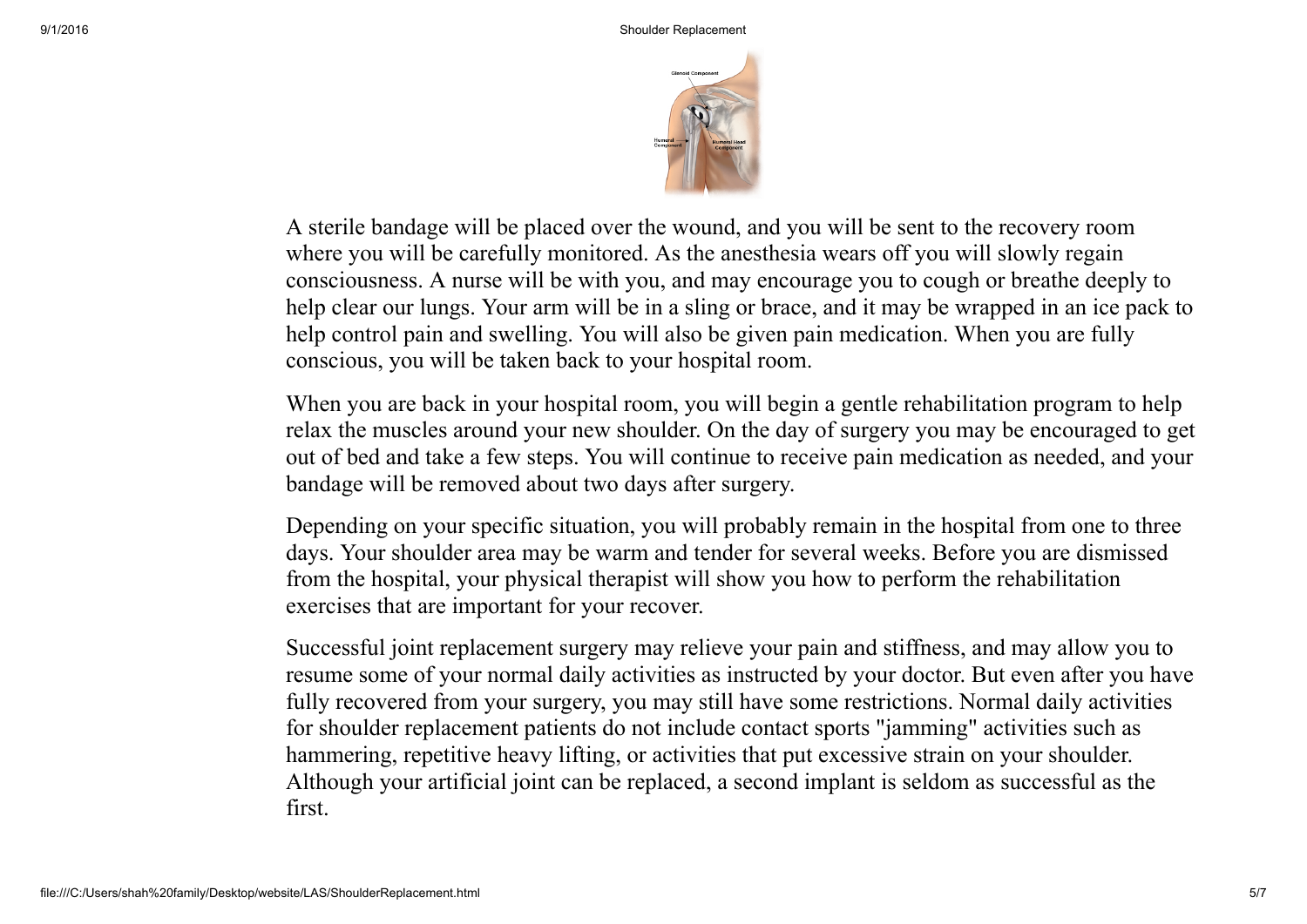A sterile bandage will be placed over the wound, and you will be sent to the recovery room where you will be carefully monitored. As the anesthesia wears off you will slowly regain consciousness. A nurse will be with you, and may encourage you to cough or breathe deeply to help clear our lungs. Your arm will be in a sling or brace, and it may be wrapped in an ice pack to help control pain and swelling. You will also be given pain medication. When you are fully conscious, you will be taken back to your hospital room.

When you are back in your hospital room, you will begin a gentle rehabilitation program to help relax the muscles around your new shoulder. On the day of surgery you may be encouraged to get out of bed and take a few steps. You will continue to receive pain medication as needed, and your bandage will be removed about two days after surgery.

Depending on your specific situation, you will probably remain in the hospital from one to three days. Your shoulder area may be warm and tender for several weeks. Before you are dismissed from the hospital, your physical therapist will show you how to perform the rehabilitation exercises that are important for your recover.

Successful joint replacement surgery may relieve your pain and stiffness, and may allow you to resume some of your normal daily activities as instructed by your doctor. But even after you have fully recovered from your surgery, you may still have some restrictions. Normal daily activities for shoulder replacement patients do not include contact sports "jamming" activities such as hammering, repetitive heavy lifting, or activities that put excessive strain on your shoulder. Although your artificial joint can be replaced, a second implant is seldom as successful as the first.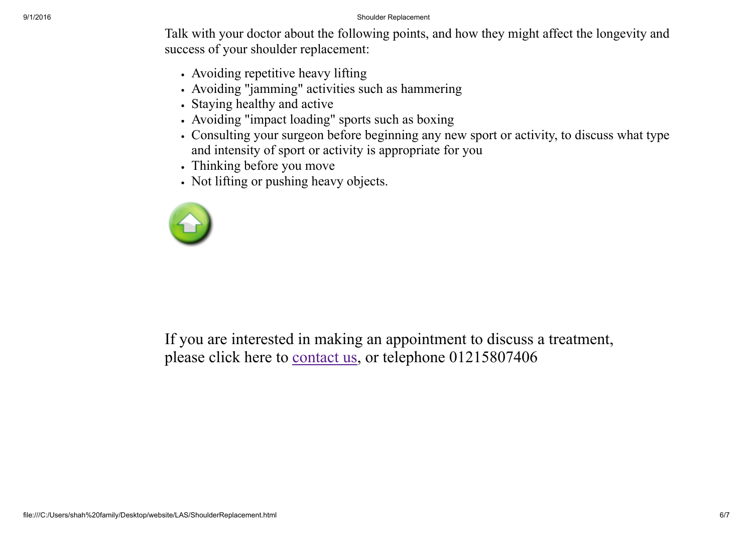Talk with your doctor about the following points, and how they might affect the longevity and success of your shoulder replacement:

- Avoiding repetitive heavy lifting
- Avoiding "jamming" activities such as hammering
- Staying healthy and active
- Avoiding "impact loading" sports such as boxing
- Consulting your surgeon before beginning any new sport or activity, to discuss what type and intensity of sport or activity is appropriate for you
- Thinking before you move
- Not lifting or pushing heavy objects.

If you are interested in making an appointment to discuss a treatment, please click here to contact us, or telephone 01215807406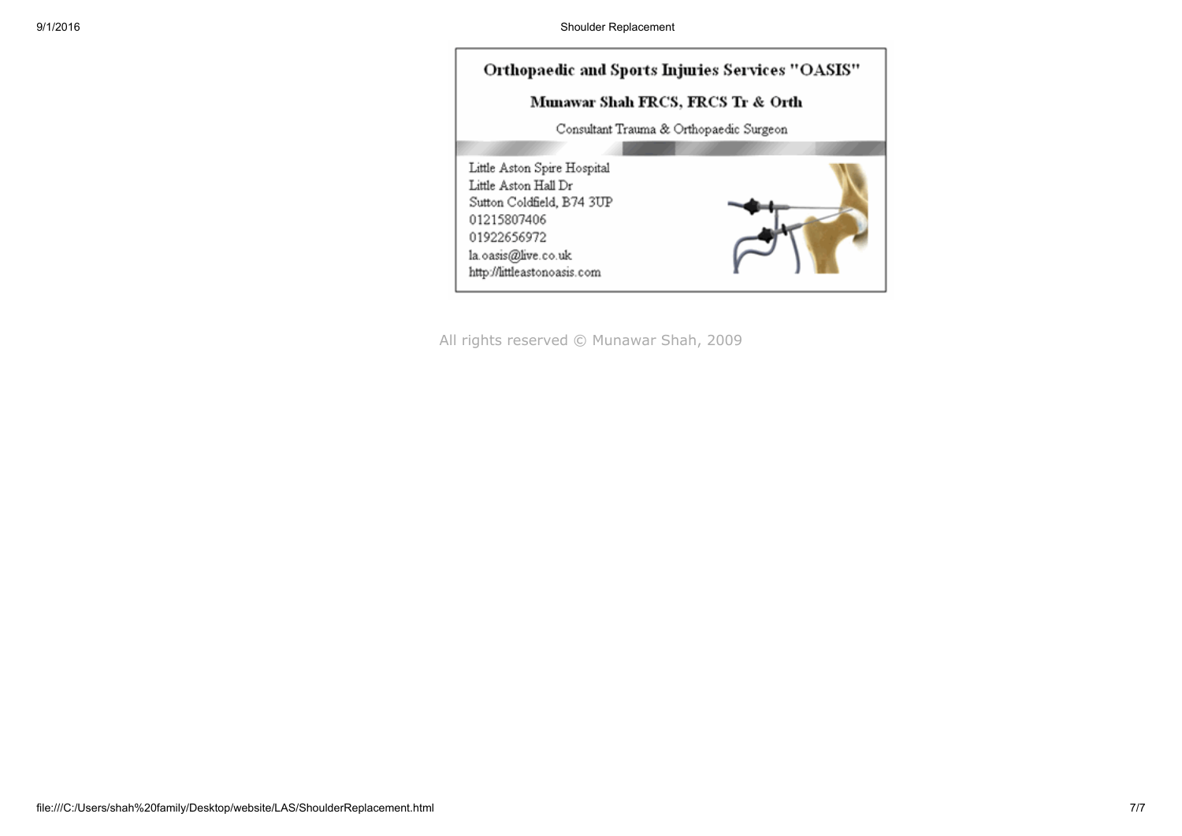**Orthopaedic and Sports Injuries Services "OASIS"**

**Munawar Shah FRCS, FRCS Tr & Orth**

Consultant Trauma & Orthopaedic Surgeon

Little Aston Spire Hospital
Little Aston Hall Dr
Sutton Coldfield, B74 3UP
01215807406
01922656972
la.oasis@live.co.uk
http://littleastonoasis.com

All rights reserved © Munawar Shah, 2009